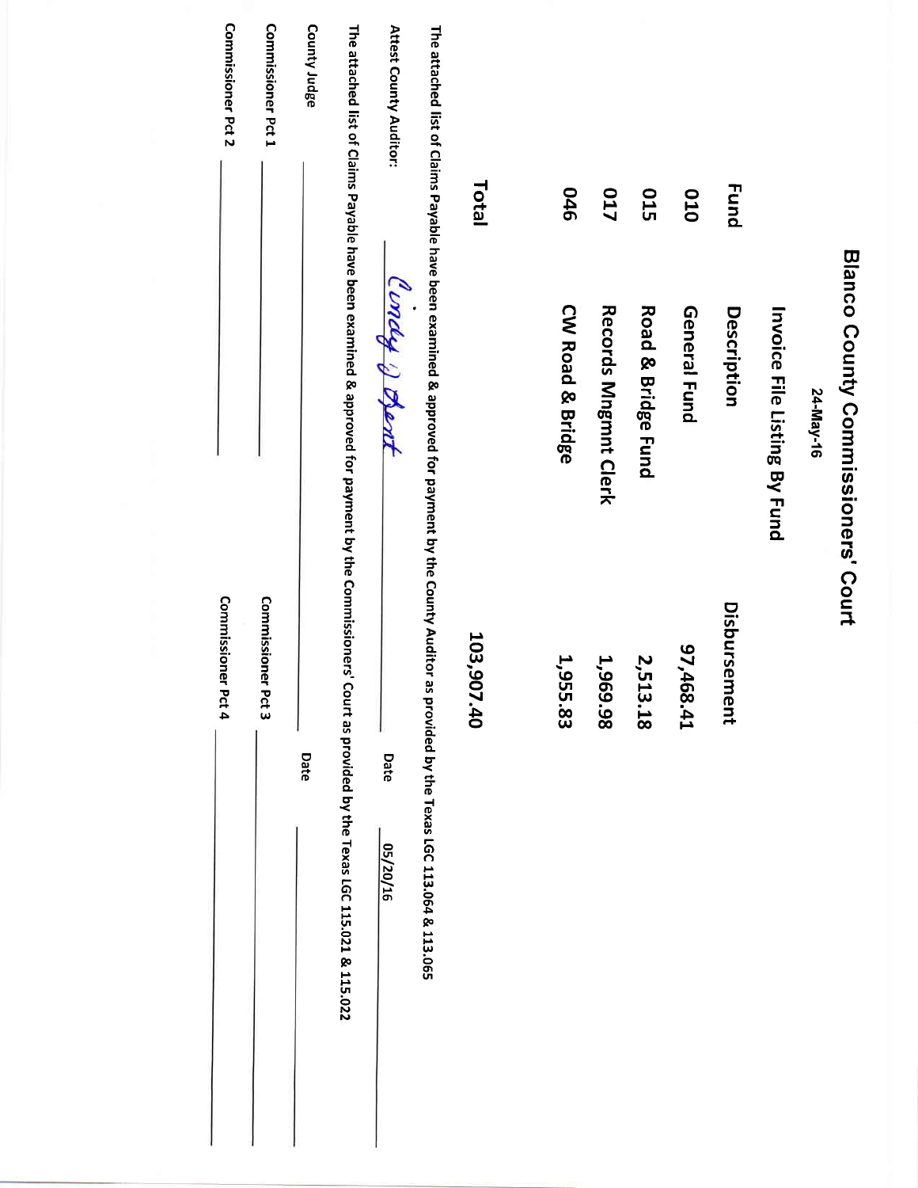# Blanco County Commissioners' Court

24-May-16

## Invoice File Listing By Fund

| Fund | Description | Disbursement |
|---|---|---|
| 010 | General Fund | 97,468.41 |
| 015 | Road & Bridge Fund | 2,513.18 |
| 017 | Records Mngmnt Clerk | 1,969.98 |
| 046 | CW Road & Bridge | 1,955.83 |
| **Total** | | **103,907.40** |

The attached list of Claims Payable have been examined & approved for payment by the County Auditor as provided by the Texas LGC 113.064 & 113.065

Attest County Auditor: Cindy J Dent Date 05/20/16

The attached list of Claims Payable have been examined & approved for payment by the Commissioners' Court as provided by the Texas LGC 115.021 & 115.022

County Judge ______________________ Date ______________________

Commissioner Pct 1 ______________________ Commissioner Pct 3 ______________________

Commissioner Pct 2 ______________________ Commissioner Pct 4 ______________________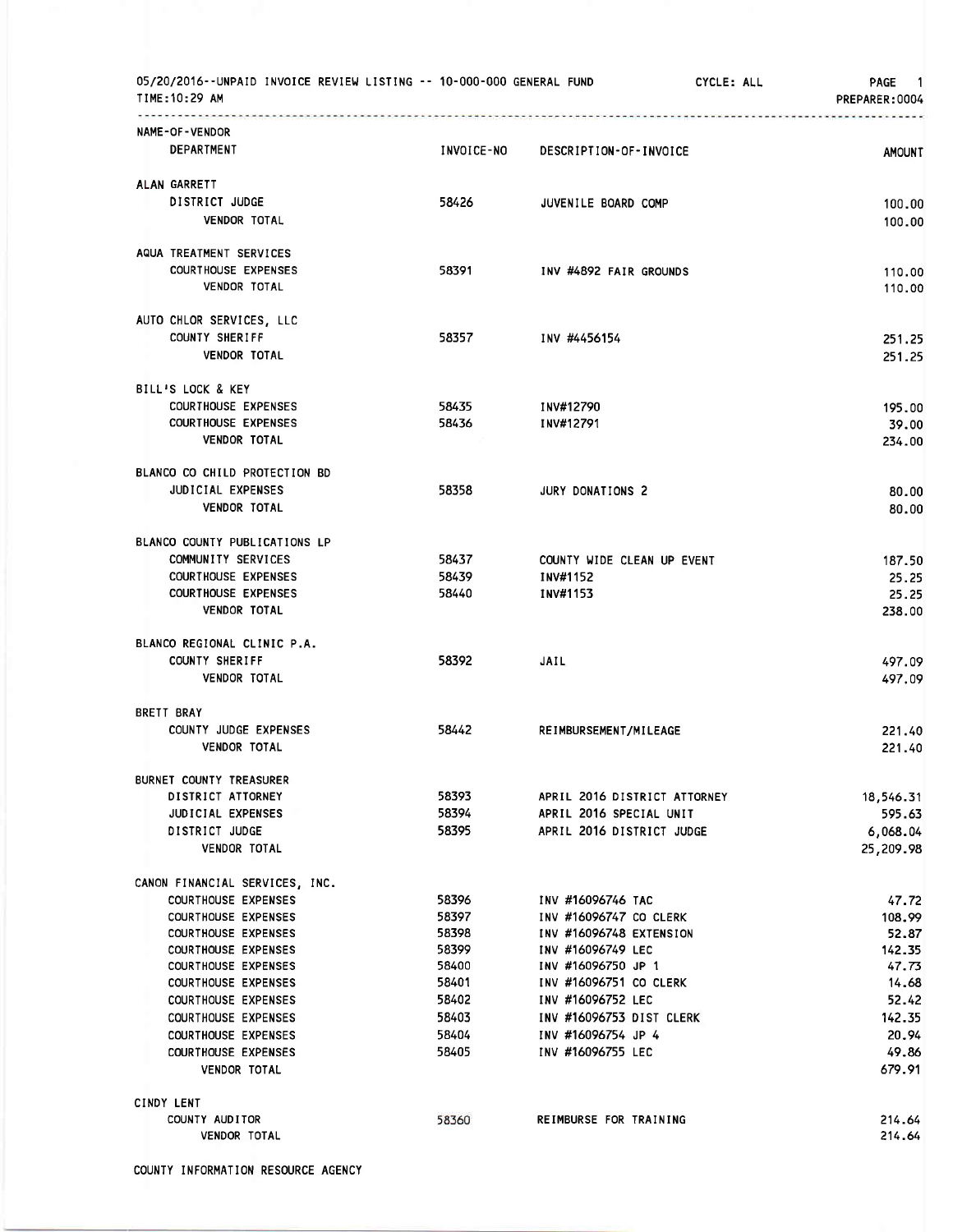05/20/2016--UNPAID INVOICE REVIEW LISTING -- 10-000-000 GENERAL FUND CYCLE: ALL

TIME:10:29 AM PREPARER:0004

| NAME-OF-VENDOR / DEPARTMENT | INVOICE-NO | DESCRIPTION-OF-INVOICE | AMOUNT |
|---|---|---|---|
| **ALAN GARRETT** | | | |
| DISTRICT JUDGE | 58426 | JUVENILE BOARD COMP | 100.00 |
| VENDOR TOTAL | | | 100.00 |
| **AQUA TREATMENT SERVICES** | | | |
| COURTHOUSE EXPENSES | 58391 | INV #4892 FAIR GROUNDS | 110.00 |
| VENDOR TOTAL | | | 110.00 |
| **AUTO CHLOR SERVICES, LLC** | | | |
| COUNTY SHERIFF | 58357 | INV #4456154 | 251.25 |
| VENDOR TOTAL | | | 251.25 |
| **BILL'S LOCK & KEY** | | | |
| COURTHOUSE EXPENSES | 58435 | INV#12790 | 195.00 |
| COURTHOUSE EXPENSES | 58436 | INV#12791 | 39.00 |
| VENDOR TOTAL | | | 234.00 |
| **BLANCO CO CHILD PROTECTION BD** | | | |
| JUDICIAL EXPENSES | 58358 | JURY DONATIONS 2 | 80.00 |
| VENDOR TOTAL | | | 80.00 |
| **BLANCO COUNTY PUBLICATIONS LP** | | | |
| COMMUNITY SERVICES | 58437 | COUNTY WIDE CLEAN UP EVENT | 187.50 |
| COURTHOUSE EXPENSES | 58439 | INV#1152 | 25.25 |
| COURTHOUSE EXPENSES | 58440 | INV#1153 | 25.25 |
| VENDOR TOTAL | | | 238.00 |
| **BLANCO REGIONAL CLINIC P.A.** | | | |
| COUNTY SHERIFF | 58392 | JAIL | 497.09 |
| VENDOR TOTAL | | | 497.09 |
| **BRETT BRAY** | | | |
| COUNTY JUDGE EXPENSES | 58442 | REIMBURSEMENT/MILEAGE | 221.40 |
| VENDOR TOTAL | | | 221.40 |
| **BURNET COUNTY TREASURER** | | | |
| DISTRICT ATTORNEY | 58393 | APRIL 2016 DISTRICT ATTORNEY | 18,546.31 |
| JUDICIAL EXPENSES | 58394 | APRIL 2016 SPECIAL UNIT | 595.63 |
| DISTRICT JUDGE | 58395 | APRIL 2016 DISTRICT JUDGE | 6,068.04 |
| VENDOR TOTAL | | | 25,209.98 |
| **CANON FINANCIAL SERVICES, INC.** | | | |
| COURTHOUSE EXPENSES | 58396 | INV #16096746 TAC | 47.72 |
| COURTHOUSE EXPENSES | 58397 | INV #16096747 CO CLERK | 108.99 |
| COURTHOUSE EXPENSES | 58398 | INV #16096748 EXTENSION | 52.87 |
| COURTHOUSE EXPENSES | 58399 | INV #16096749 LEC | 142.35 |
| COURTHOUSE EXPENSES | 58400 | INV #16096750 JP 1 | 47.73 |
| COURTHOUSE EXPENSES | 58401 | INV #16096751 CO CLERK | 14.68 |
| COURTHOUSE EXPENSES | 58402 | INV #16096752 LEC | 52.42 |
| COURTHOUSE EXPENSES | 58403 | INV #16096753 DIST CLERK | 142.35 |
| COURTHOUSE EXPENSES | 58404 | INV #16096754 JP 4 | 20.94 |
| COURTHOUSE EXPENSES | 58405 | INV #16096755 LEC | 49.86 |
| VENDOR TOTAL | | | 679.91 |
| **CINDY LENT** | | | |
| COUNTY AUDITOR | 58360 | REIMBURSE FOR TRAINING | 214.64 |
| VENDOR TOTAL | | | 214.64 |
| **COUNTY INFORMATION RESOURCE AGENCY** | | | |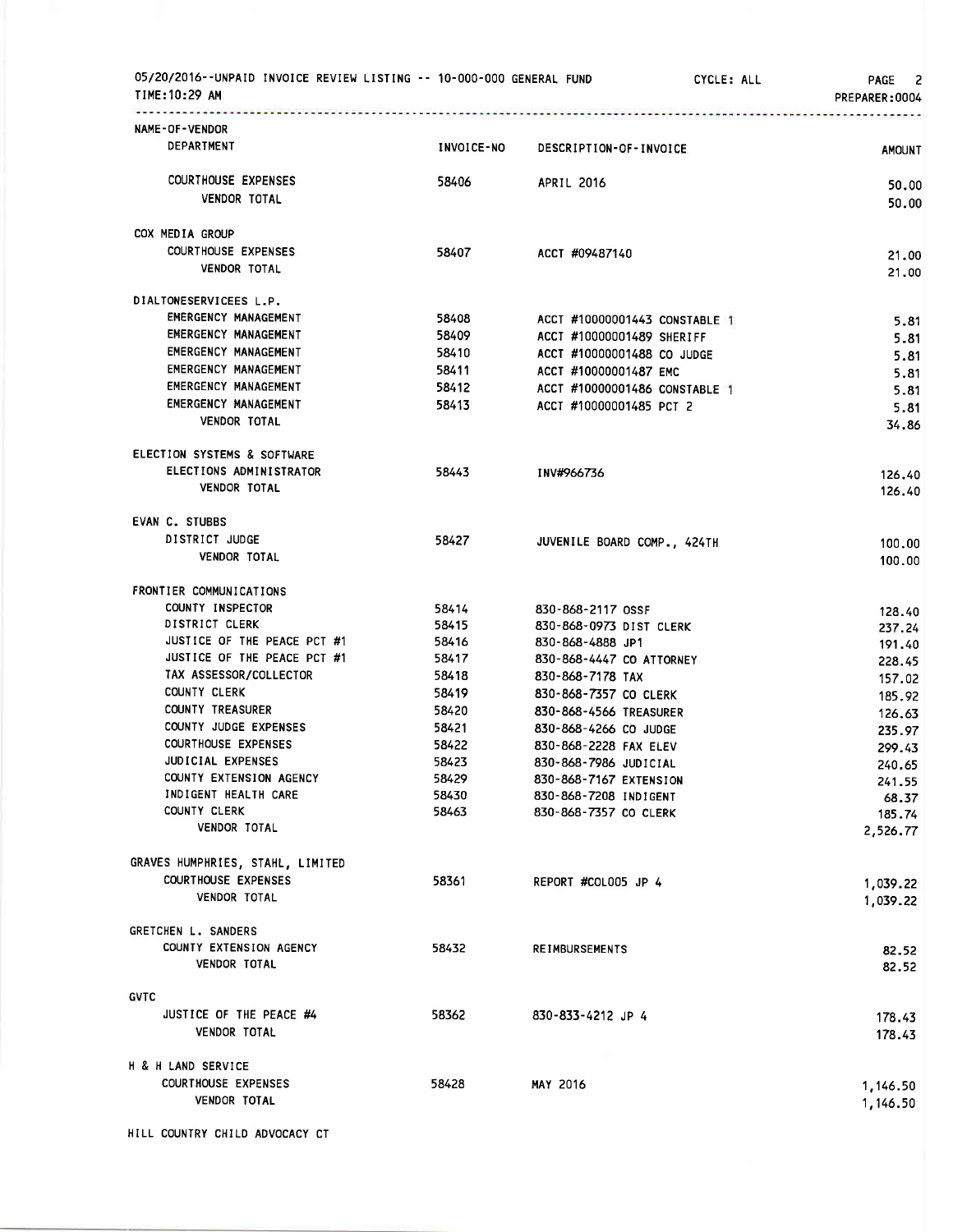05/20/2016--UNPAID INVOICE REVIEW LISTING -- 10-000-000 GENERAL FUND CYCLE: ALL

TIME:10:29 AM PREPARER:0004

| NAME-OF-VENDOR / DEPARTMENT | INVOICE-NO | DESCRIPTION-OF-INVOICE | AMOUNT |
|---|---|---|---|
| COURTHOUSE EXPENSES | 58406 | APRIL 2016 | 50.00 |
| VENDOR TOTAL | | | 50.00 |
| **COX MEDIA GROUP** | | | |
| COURTHOUSE EXPENSES | 58407 | ACCT #09487140 | 21.00 |
| VENDOR TOTAL | | | 21.00 |
| **DIALTONESERVICEES L.P.** | | | |
| EMERGENCY MANAGEMENT | 58408 | ACCT #10000001443 CONSTABLE 1 | 5.81 |
| EMERGENCY MANAGEMENT | 58409 | ACCT #10000001489 SHERIFF | 5.81 |
| EMERGENCY MANAGEMENT | 58410 | ACCT #10000001488 CO JUDGE | 5.81 |
| EMERGENCY MANAGEMENT | 58411 | ACCT #10000001487 EMC | 5.81 |
| EMERGENCY MANAGEMENT | 58412 | ACCT #10000001486 CONSTABLE 1 | 5.81 |
| EMERGENCY MANAGEMENT | 58413 | ACCT #10000001485 PCT 2 | 5.81 |
| VENDOR TOTAL | | | 34.86 |
| **ELECTION SYSTEMS & SOFTWARE** | | | |
| ELECTIONS ADMINISTRATOR | 58443 | INV#966736 | 126.40 |
| VENDOR TOTAL | | | 126.40 |
| **EVAN C. STUBBS** | | | |
| DISTRICT JUDGE | 58427 | JUVENILE BOARD COMP., 424TH | 100.00 |
| VENDOR TOTAL | | | 100.00 |
| **FRONTIER COMMUNICATIONS** | | | |
| COUNTY INSPECTOR | 58414 | 830-868-2117 OSSF | 128.40 |
| DISTRICT CLERK | 58415 | 830-868-0973 DIST CLERK | 237.24 |
| JUSTICE OF THE PEACE PCT #1 | 58416 | 830-868-4888 JP1 | 191.40 |
| JUSTICE OF THE PEACE PCT #1 | 58417 | 830-868-4447 CO ATTORNEY | 228.45 |
| TAX ASSESSOR/COLLECTOR | 58418 | 830-868-7178 TAX | 157.02 |
| COUNTY CLERK | 58419 | 830-868-7357 CO CLERK | 185.92 |
| COUNTY TREASURER | 58420 | 830-868-4566 TREASURER | 126.63 |
| COUNTY JUDGE EXPENSES | 58421 | 830-868-4266 CO JUDGE | 235.97 |
| COURTHOUSE EXPENSES | 58422 | 830-868-2228 FAX ELEV | 299.43 |
| JUDICIAL EXPENSES | 58423 | 830-868-7986 JUDICIAL | 240.65 |
| COUNTY EXTENSION AGENCY | 58429 | 830-868-7167 EXTENSION | 241.55 |
| INDIGENT HEALTH CARE | 58430 | 830-868-7208 INDIGENT | 68.37 |
| COUNTY CLERK | 58463 | 830-868-7357 CO CLERK | 185.74 |
| VENDOR TOTAL | | | 2,526.77 |
| **GRAVES HUMPHRIES, STAHL, LIMITED** | | | |
| COURTHOUSE EXPENSES | 58361 | REPORT #COL005 JP 4 | 1,039.22 |
| VENDOR TOTAL | | | 1,039.22 |
| **GRETCHEN L. SANDERS** | | | |
| COUNTY EXTENSION AGENCY | 58432 | REIMBURSEMENTS | 82.52 |
| VENDOR TOTAL | | | 82.52 |
| **GVTC** | | | |
| JUSTICE OF THE PEACE #4 | 58362 | 830-833-4212 JP 4 | 178.43 |
| VENDOR TOTAL | | | 178.43 |
| **H & H LAND SERVICE** | | | |
| COURTHOUSE EXPENSES | 58428 | MAY 2016 | 1,146.50 |
| VENDOR TOTAL | | | 1,146.50 |
| **HILL COUNTRY CHILD ADVOCACY CT** | | | |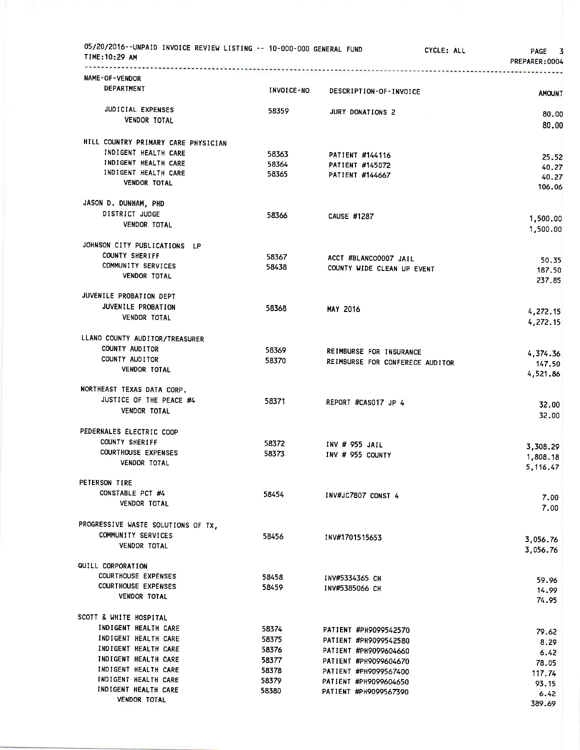05/20/2016--UNPAID INVOICE REVIEW LISTING -- 10-000-000 GENERAL FUND CYCLE: ALL
TIME:10:29 AM PREPARER:0004

| NAME-OF-VENDOR / DEPARTMENT | INVOICE-NO | DESCRIPTION-OF-INVOICE | AMOUNT |
|---|---|---|---|
| JUDICIAL EXPENSES | 58359 | JURY DONATIONS 2 | 80.00 |
| VENDOR TOTAL | | | 80.00 |
| **HILL COUNTRY PRIMARY CARE PHYSICIAN** | | | |
| INDIGENT HEALTH CARE | 58363 | PATIENT #144116 | 25.52 |
| INDIGENT HEALTH CARE | 58364 | PATIENT #145072 | 40.27 |
| INDIGENT HEALTH CARE | 58365 | PATIENT #144667 | 40.27 |
| VENDOR TOTAL | | | 106.06 |
| **JASON D. DUNHAM, PHD** | | | |
| DISTRICT JUDGE | 58366 | CAUSE #1287 | 1,500.00 |
| VENDOR TOTAL | | | 1,500.00 |
| **JOHNSON CITY PUBLICATIONS LP** | | | |
| COUNTY SHERIFF | 58367 | ACCT #BLANCO0007 JAIL | 50.35 |
| COMMUNITY SERVICES | 58438 | COUNTY WIDE CLEAN UP EVENT | 187.50 |
| VENDOR TOTAL | | | 237.85 |
| **JUVENILE PROBATION DEPT** | | | |
| JUVENILE PROBATION | 58368 | MAY 2016 | 4,272.15 |
| VENDOR TOTAL | | | 4,272.15 |
| **LLANO COUNTY AUDITOR/TREASURER** | | | |
| COUNTY AUDITOR | 58369 | REIMBURSE FOR INSURANCE | 4,374.36 |
| COUNTY AUDITOR | 58370 | REIMBURSE FOR CONFERECE AUDITOR | 147.50 |
| VENDOR TOTAL | | | 4,521.86 |
| **NORTHEAST TEXAS DATA CORP.** | | | |
| JUSTICE OF THE PEACE #4 | 58371 | REPORT #CAS017 JP 4 | 32.00 |
| VENDOR TOTAL | | | 32.00 |
| **PEDERNALES ELECTRIC COOP** | | | |
| COUNTY SHERIFF | 58372 | INV # 955 JAIL | 3,308.29 |
| COURTHOUSE EXPENSES | 58373 | INV # 955 COUNTY | 1,808.18 |
| VENDOR TOTAL | | | 5,116.47 |
| **PETERSON TIRE** | | | |
| CONSTABLE PCT #4 | 58454 | INV#JC7807 CONST 4 | 7.00 |
| VENDOR TOTAL | | | 7.00 |
| **PROGRESSIVE WASTE SOLUTIONS OF TX,** | | | |
| COMMUNITY SERVICES | 58456 | INV#1701515653 | 3,056.76 |
| VENDOR TOTAL | | | 3,056.76 |
| **QUILL CORPORATION** | | | |
| COURTHOUSE EXPENSES | 58458 | INV#5334365 CH | 59.96 |
| COURTHOUSE EXPENSES | 58459 | INV#5385066 CH | 14.99 |
| VENDOR TOTAL | | | 74.95 |
| **SCOTT & WHITE HOSPITAL** | | | |
| INDIGENT HEALTH CARE | 58374 | PATIENT #PH9099542570 | 79.62 |
| INDIGENT HEALTH CARE | 58375 | PATIENT #PH9099542580 | 8.29 |
| INDIGENT HEALTH CARE | 58376 | PATIENT #PH9099604660 | 6.42 |
| INDIGENT HEALTH CARE | 58377 | PATIENT #PH9099604670 | 78.05 |
| INDIGENT HEALTH CARE | 58378 | PATIENT #PH9099567400 | 117.74 |
| INDIGENT HEALTH CARE | 58379 | PATIENT #PH9099604650 | 93.15 |
| INDIGENT HEALTH CARE | 58380 | PATIENT #PH9099567390 | 6.42 |
| VENDOR TOTAL | | | 389.69 |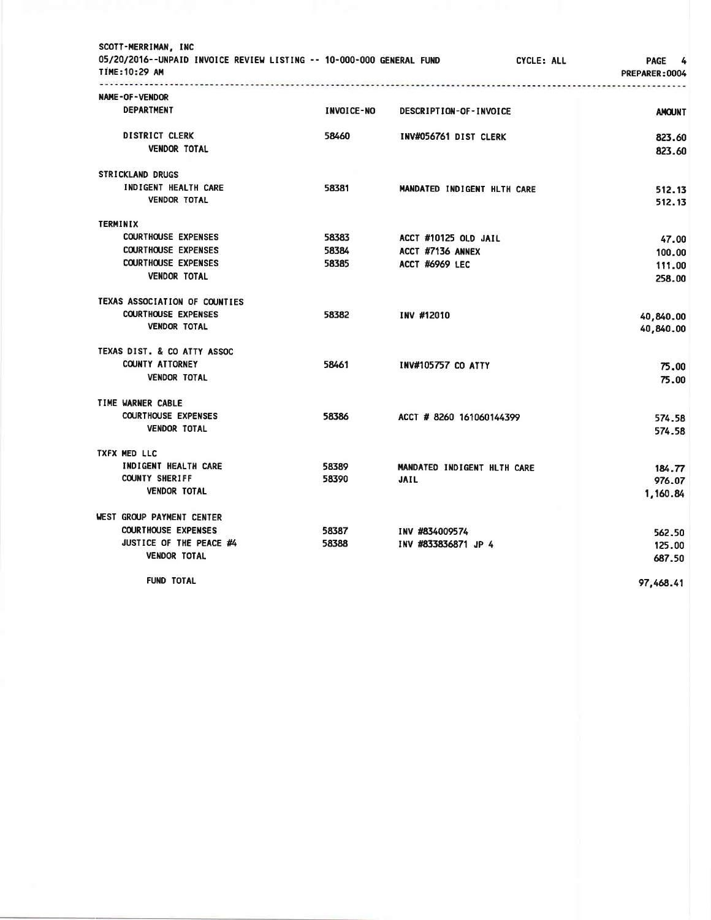SCOTT-MERRIMAN, INC
05/20/2016--UNPAID INVOICE REVIEW LISTING -- 10-000-000 GENERAL FUND CYCLE: ALL
TIME:10:29 AM PREPARER:0004

| NAME-OF-VENDOR / DEPARTMENT | INVOICE-NO | DESCRIPTION-OF-INVOICE | AMOUNT |
|---|---|---|---|
| DISTRICT CLERK | 58460 | INV#056761 DIST CLERK | 823.60 |
| VENDOR TOTAL | | | 823.60 |
| **STRICKLAND DRUGS** | | | |
| INDIGENT HEALTH CARE | 58381 | MANDATED INDIGENT HLTH CARE | 512.13 |
| VENDOR TOTAL | | | 512.13 |
| **TERMINIX** | | | |
| COURTHOUSE EXPENSES | 58383 | ACCT #10125 OLD JAIL | 47.00 |
| COURTHOUSE EXPENSES | 58384 | ACCT #7136 ANNEX | 100.00 |
| COURTHOUSE EXPENSES | 58385 | ACCT #6969 LEC | 111.00 |
| VENDOR TOTAL | | | 258.00 |
| **TEXAS ASSOCIATION OF COUNTIES** | | | |
| COURTHOUSE EXPENSES | 58382 | INV #12010 | 40,840.00 |
| VENDOR TOTAL | | | 40,840.00 |
| **TEXAS DIST. & CO ATTY ASSOC** | | | |
| COUNTY ATTORNEY | 58461 | INV#105757 CO ATTY | 75.00 |
| VENDOR TOTAL | | | 75.00 |
| **TIME WARNER CABLE** | | | |
| COURTHOUSE EXPENSES | 58386 | ACCT # 8260 161060144399 | 574.58 |
| VENDOR TOTAL | | | 574.58 |
| **TXFX MED LLC** | | | |
| INDIGENT HEALTH CARE | 58389 | MANDATED INDIGENT HLTH CARE | 184.77 |
| COUNTY SHERIFF | 58390 | JAIL | 976.07 |
| VENDOR TOTAL | | | 1,160.84 |
| **WEST GROUP PAYMENT CENTER** | | | |
| COURTHOUSE EXPENSES | 58387 | INV #834009574 | 562.50 |
| JUSTICE OF THE PEACE #4 | 58388 | INV #833836871 JP 4 | 125.00 |
| VENDOR TOTAL | | | 687.50 |
| FUND TOTAL | | | 97,468.41 |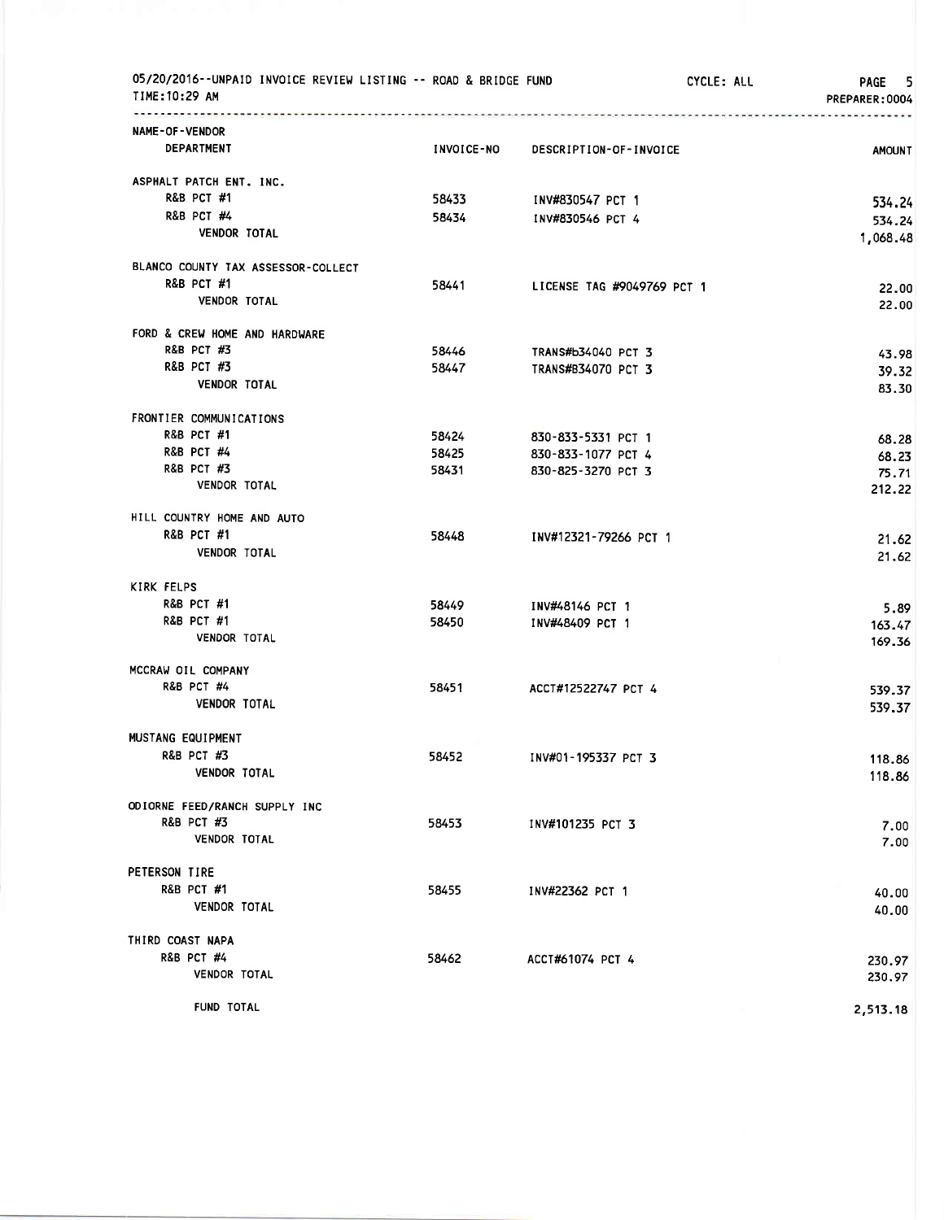05/20/2016--UNPAID INVOICE REVIEW LISTING -- ROAD & BRIDGE FUND CYCLE: ALL PAGE 5
TIME:10:29 AM PREPARER:0004

| NAME-OF-VENDOR / DEPARTMENT | INVOICE-NO | DESCRIPTION-OF-INVOICE | AMOUNT |
|---|---|---|---|
| ASPHALT PATCH ENT. INC. | | | |
| R&B PCT #1 | 58433 | INV#830547 PCT 1 | 534.24 |
| R&B PCT #4 | 58434 | INV#830546 PCT 4 | 534.24 |
| VENDOR TOTAL | | | 1,068.48 |
| BLANCO COUNTY TAX ASSESSOR-COLLECT | | | |
| R&B PCT #1 | 58441 | LICENSE TAG #9049769 PCT 1 | 22.00 |
| VENDOR TOTAL | | | 22.00 |
| FORD & CREW HOME AND HARDWARE | | | |
| R&B PCT #3 | 58446 | TRANS#b34040 PCT 3 | 43.98 |
| R&B PCT #3 | 58447 | TRANS#B34070 PCT 3 | 39.32 |
| VENDOR TOTAL | | | 83.30 |
| FRONTIER COMMUNICATIONS | | | |
| R&B PCT #1 | 58424 | 830-833-5331 PCT 1 | 68.28 |
| R&B PCT #4 | 58425 | 830-833-1077 PCT 4 | 68.23 |
| R&B PCT #3 | 58431 | 830-825-3270 PCT 3 | 75.71 |
| VENDOR TOTAL | | | 212.22 |
| HILL COUNTRY HOME AND AUTO | | | |
| R&B PCT #1 | 58448 | INV#12321-79266 PCT 1 | 21.62 |
| VENDOR TOTAL | | | 21.62 |
| KIRK FELPS | | | |
| R&B PCT #1 | 58449 | INV#48146 PCT 1 | 5.89 |
| R&B PCT #1 | 58450 | INV#48409 PCT 1 | 163.47 |
| VENDOR TOTAL | | | 169.36 |
| MCCRAW OIL COMPANY | | | |
| R&B PCT #4 | 58451 | ACCT#12522747 PCT 4 | 539.37 |
| VENDOR TOTAL | | | 539.37 |
| MUSTANG EQUIPMENT | | | |
| R&B PCT #3 | 58452 | INV#01-195337 PCT 3 | 118.86 |
| VENDOR TOTAL | | | 118.86 |
| ODIORNE FEED/RANCH SUPPLY INC | | | |
| R&B PCT #3 | 58453 | INV#101235 PCT 3 | 7.00 |
| VENDOR TOTAL | | | 7.00 |
| PETERSON TIRE | | | |
| R&B PCT #1 | 58455 | INV#22362 PCT 1 | 40.00 |
| VENDOR TOTAL | | | 40.00 |
| THIRD COAST NAPA | | | |
| R&B PCT #4 | 58462 | ACCT#61074 PCT 4 | 230.97 |
| VENDOR TOTAL | | | 230.97 |
| FUND TOTAL | | | 2,513.18 |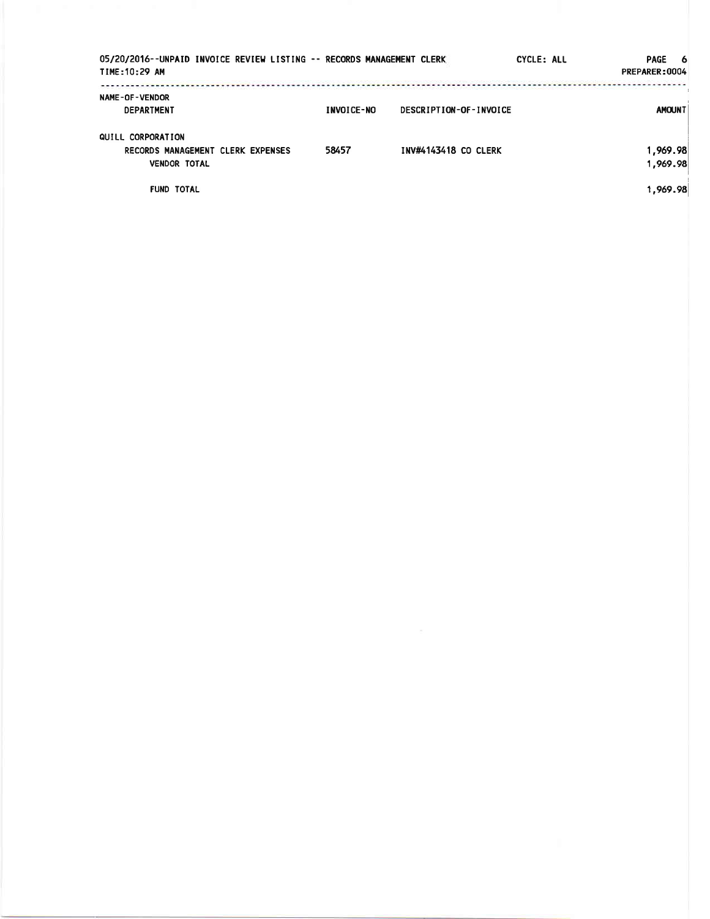05/20/2016--UNPAID INVOICE REVIEW LISTING -- RECORDS MANAGEMENT CLERK CYCLE: ALL PREPARER:0004
TIME:10:29 AM

| NAME-OF-VENDOR<br>DEPARTMENT | INVOICE-NO | DESCRIPTION-OF-INVOICE | AMOUNT |
|---|---|---|---|
| QUILL CORPORATION | | | |
| RECORDS MANAGEMENT CLERK EXPENSES | 58457 | INV#4143418 CO CLERK | 1,969.98 |
| VENDOR TOTAL | | | 1,969.98 |
| FUND TOTAL | | | 1,969.98 |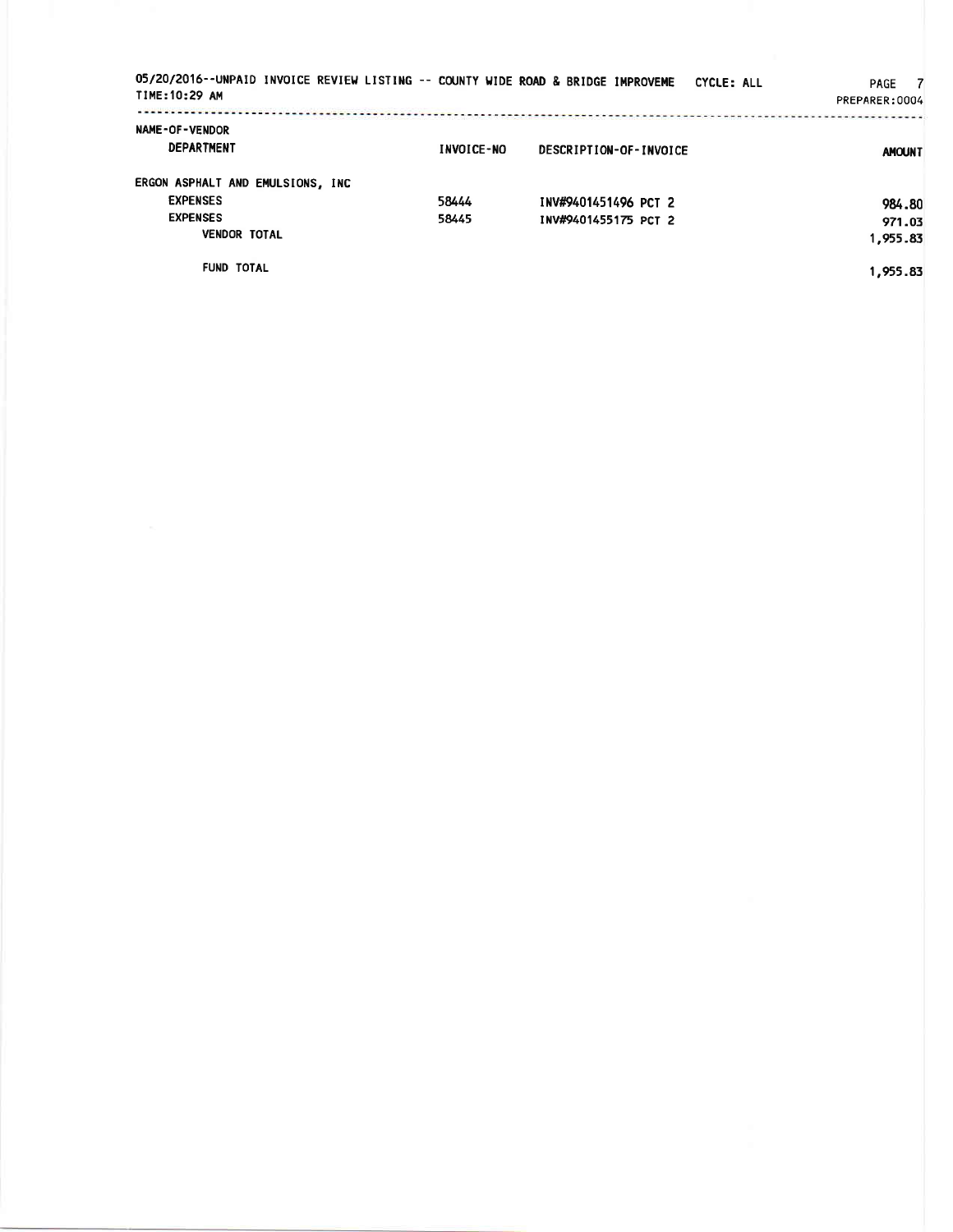05/20/2016--UNPAID INVOICE REVIEW LISTING -- COUNTY WIDE ROAD & BRIDGE IMPROVEME CYCLE: ALL
TIME:10:29 AM

PREPARER:0004

| NAME-OF-VENDOR DEPARTMENT | INVOICE-NO | DESCRIPTION-OF-INVOICE | AMOUNT |
|---|---|---|---|
| ERGON ASPHALT AND EMULSIONS, INC | | | |
| EXPENSES | 58444 | INV#9401451496 PCT 2 | 984.80 |
| EXPENSES | 58445 | INV#9401455175 PCT 2 | 971.03 |
| VENDOR TOTAL | | | 1,955.83 |
| FUND TOTAL | | | 1,955.83 |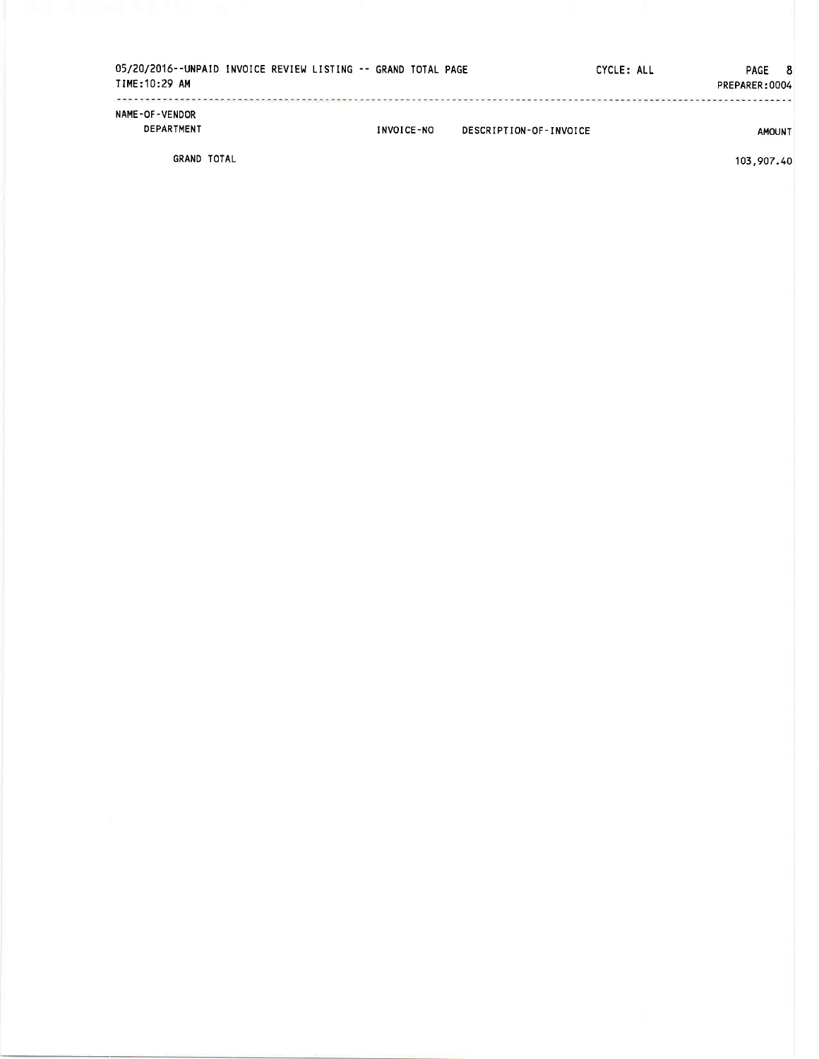05/20/2016--UNPAID INVOICE REVIEW LISTING -- GRAND TOTAL PAGE CYCLE: ALL

TIME:10:29 AM PREPARER:0004

| NAME-OF-VENDOR DEPARTMENT | INVOICE-NO | DESCRIPTION-OF-INVOICE | AMOUNT |
|---|---|---|---|
| GRAND TOTAL | | | 103,907.40 |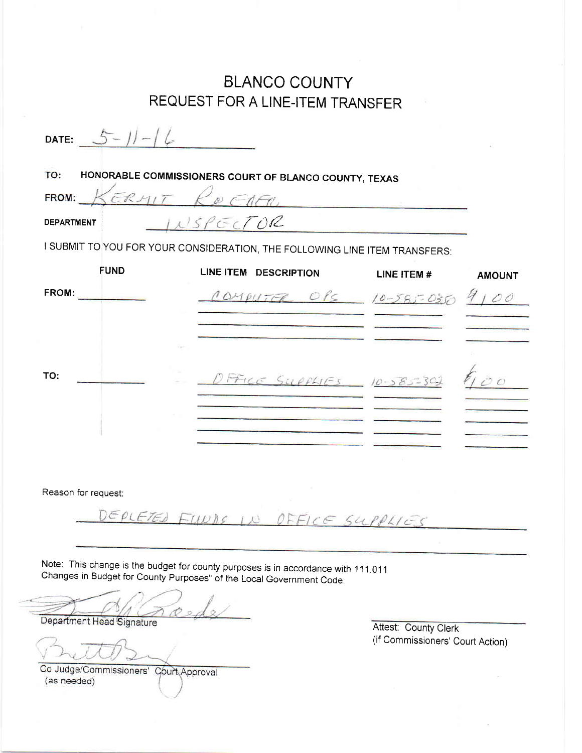# BLANCO COUNTY
## REQUEST FOR A LINE-ITEM TRANSFER

DATE: 5-11-16

TO: HONORABLE COMMISSIONERS COURT OF BLANCO COUNTY, TEXAS

FROM: KERMIT ROEDER

DEPARTMENT: INSPECTOR

I SUBMIT TO YOU FOR YOUR CONSIDERATION, THE FOLLOWING LINE ITEM TRANSFERS:

| | FUND | LINE ITEM DESCRIPTION | LINE ITEM # | AMOUNT |
|---|---|---|---|---|
| FROM: | | COMPUTER OPS | 10-585-0350 | $100 |
| TO: | | OFFICE SUPPLIES | 10-585-302 | $100 |

Reason for request:

DEPLETED FUNDS IN OFFICE SUPPLIES

Note: This change is the budget for county purposes is in accordance with 111.011 Changes in Budget for County Purposes" of the Local Government Code.

Department Head Signature

Co Judge/Commissioners' Court Approval (as needed)

Attest: County Clerk (if Commissioners' Court Action)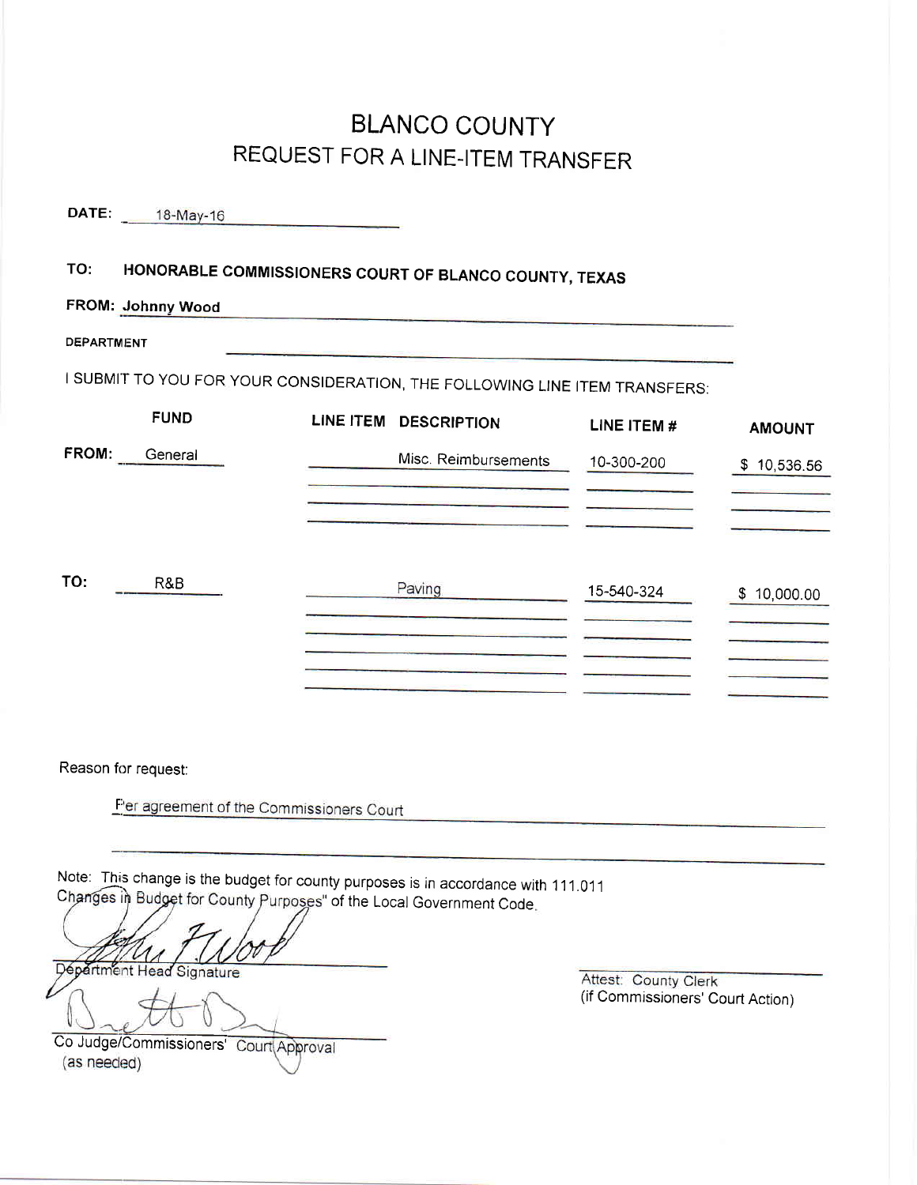# BLANCO COUNTY

## REQUEST FOR A LINE-ITEM TRANSFER

**DATE:** 18-May-16

**TO:** **HONORABLE COMMISSIONERS COURT OF BLANCO COUNTY, TEXAS**

**FROM:** **Johnny Wood**

**DEPARTMENT**

I SUBMIT TO YOU FOR YOUR CONSIDERATION, THE FOLLOWING LINE ITEM TRANSFERS:

| | FUND | LINE ITEM DESCRIPTION | LINE ITEM # | AMOUNT |
|---|---|---|---|---|
| FROM: | General | Misc. Reimbursements | 10-300-200 | $ 10,536.56 |
| TO: | R&B | Paving | 15-540-324 | $ 10,000.00 |

Reason for request:

Per agreement of the Commissioners Court

Note: This change is the budget for county purposes is in accordance with 111.011 Changes in Budget for County Purposes" of the Local Government Code.

Department Head Signature

Co Judge/Commissioners' Court Approval (as needed)

Attest: County Clerk (if Commissioners' Court Action)